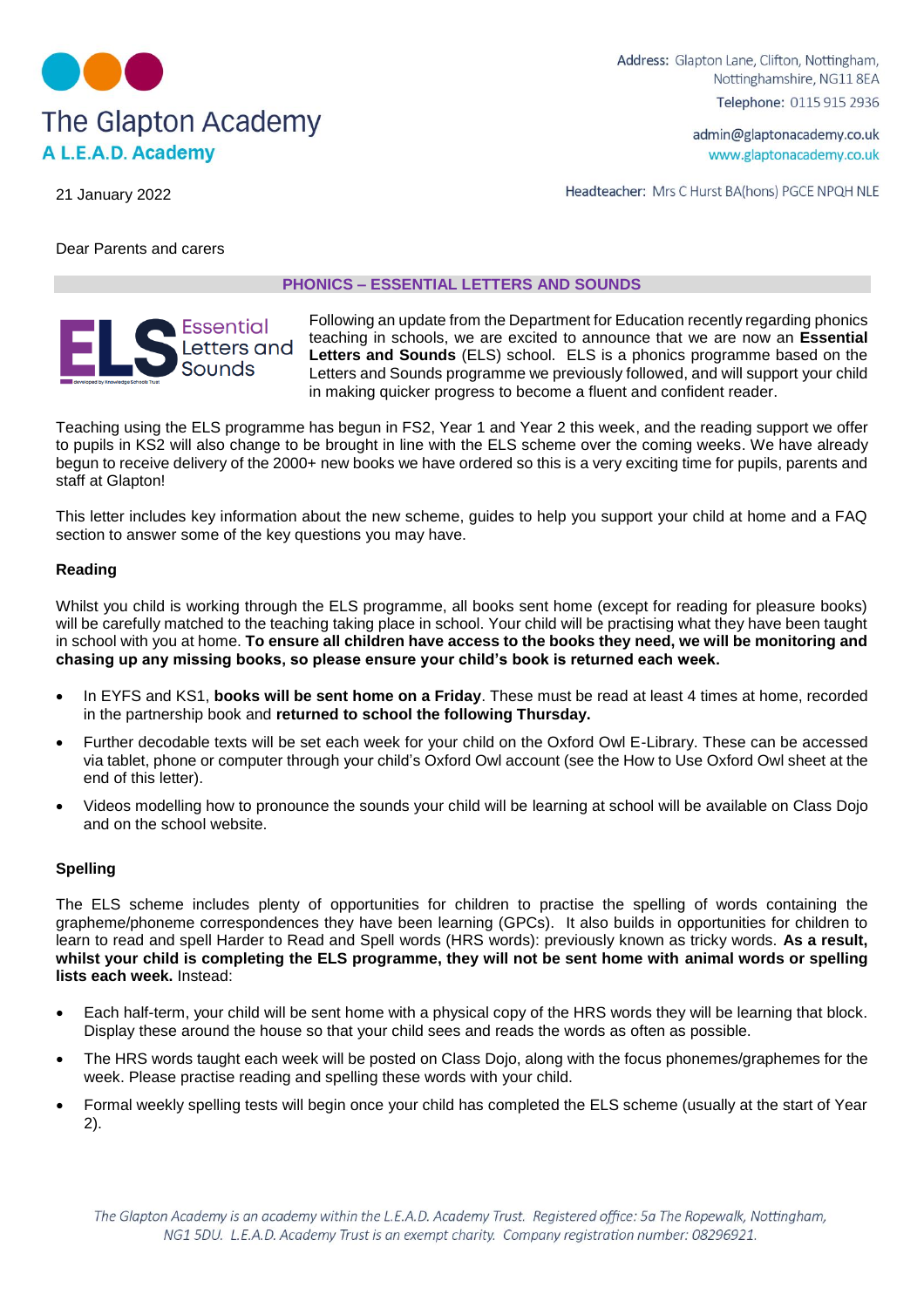# The Glapton Academy
**A L.E.A.D. Academy**

**Address:** Glapton Lane, Clifton, Nottingham, Nottinghamshire, NG11 8EA
**Telephone:** 0115 915 2936
admin@glaptonacademy.co.uk
www.glaptonacademy.co.uk
**Headteacher:** Mrs C Hurst BA(hons) PGCE NPQH NLE

21 January 2022

Dear Parents and carers

## PHONICS – ESSENTIAL LETTERS AND SOUNDS

Following an update from the Department for Education recently regarding phonics teaching in schools, we are excited to announce that we are now an **Essential Letters and Sounds** (ELS) school. ELS is a phonics programme based on the Letters and Sounds programme we previously followed, and will support your child in making quicker progress to become a fluent and confident reader.

Teaching using the ELS programme has begun in FS2, Year 1 and Year 2 this week, and the reading support we offer to pupils in KS2 will also change to be brought in line with the ELS scheme over the coming weeks. We have already begun to receive delivery of the 2000+ new books we have ordered so this is a very exciting time for pupils, parents and staff at Glapton!

This letter includes key information about the new scheme, guides to help you support your child at home and a FAQ section to answer some of the key questions you may have.

### Reading

Whilst you child is working through the ELS programme, all books sent home (except for reading for pleasure books) will be carefully matched to the teaching taking place in school. Your child will be practising what they have been taught in school with you at home. **To ensure all children have access to the books they need, we will be monitoring and chasing up any missing books, so please ensure your child's book is returned each week.**

- In EYFS and KS1, **books will be sent home on a Friday**. These must be read at least 4 times at home, recorded in the partnership book and **returned to school the following Thursday.**
- Further decodable texts will be set each week for your child on the Oxford Owl E-Library. These can be accessed via tablet, phone or computer through your child's Oxford Owl account (see the How to Use Oxford Owl sheet at the end of this letter).
- Videos modelling how to pronounce the sounds your child will be learning at school will be available on Class Dojo and on the school website.

### Spelling

The ELS scheme includes plenty of opportunities for children to practise the spelling of words containing the grapheme/phoneme correspondences they have been learning (GPCs). It also builds in opportunities for children to learn to read and spell Harder to Read and Spell words (HRS words): previously known as tricky words. **As a result, whilst your child is completing the ELS programme, they will not be sent home with animal words or spelling lists each week.** Instead:

- Each half-term, your child will be sent home with a physical copy of the HRS words they will be learning that block. Display these around the house so that your child sees and reads the words as often as possible.
- The HRS words taught each week will be posted on Class Dojo, along with the focus phonemes/graphemes for the week. Please practise reading and spelling these words with your child.
- Formal weekly spelling tests will begin once your child has completed the ELS scheme (usually at the start of Year 2).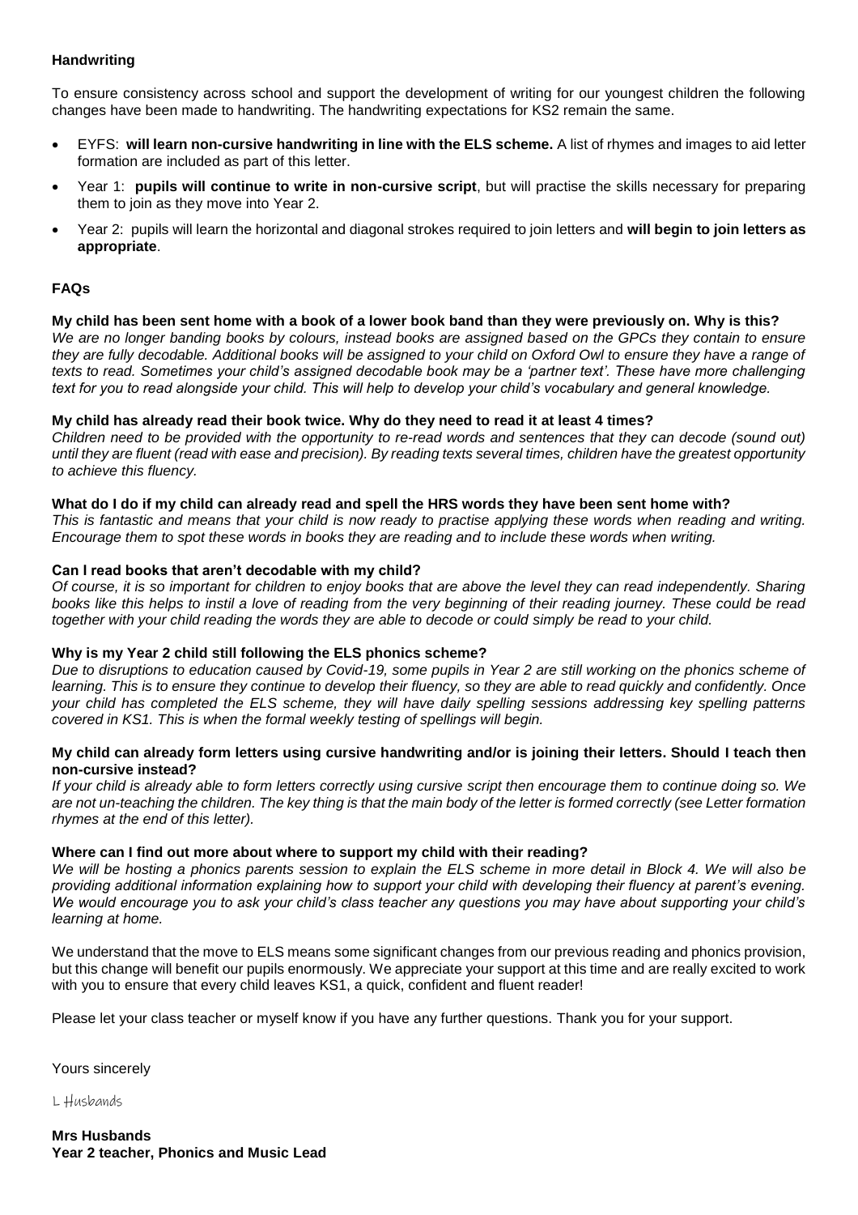**Handwriting**

To ensure consistency across school and support the development of writing for our youngest children the following changes have been made to handwriting. The handwriting expectations for KS2 remain the same.

- EYFS: **will learn non-cursive handwriting in line with the ELS scheme.** A list of rhymes and images to aid letter formation are included as part of this letter.
- Year 1: **pupils will continue to write in non-cursive script**, but will practise the skills necessary for preparing them to join as they move into Year 2.
- Year 2: pupils will learn the horizontal and diagonal strokes required to join letters and **will begin to join letters as appropriate**.

**FAQs**

**My child has been sent home with a book of a lower book band than they were previously on. Why is this?**
*We are no longer banding books by colours, instead books are assigned based on the GPCs they contain to ensure they are fully decodable. Additional books will be assigned to your child on Oxford Owl to ensure they have a range of texts to read. Sometimes your child's assigned decodable book may be a 'partner text'. These have more challenging text for you to read alongside your child. This will help to develop your child's vocabulary and general knowledge.*

**My child has already read their book twice. Why do they need to read it at least 4 times?**
*Children need to be provided with the opportunity to re-read words and sentences that they can decode (sound out) until they are fluent (read with ease and precision). By reading texts several times, children have the greatest opportunity to achieve this fluency.*

**What do I do if my child can already read and spell the HRS words they have been sent home with?**
*This is fantastic and means that your child is now ready to practise applying these words when reading and writing. Encourage them to spot these words in books they are reading and to include these words when writing.*

**Can I read books that aren't decodable with my child?**
*Of course, it is so important for children to enjoy books that are above the level they can read independently. Sharing books like this helps to instil a love of reading from the very beginning of their reading journey. These could be read together with your child reading the words they are able to decode or could simply be read to your child.*

**Why is my Year 2 child still following the ELS phonics scheme?**
*Due to disruptions to education caused by Covid-19, some pupils in Year 2 are still working on the phonics scheme of learning. This is to ensure they continue to develop their fluency, so they are able to read quickly and confidently. Once your child has completed the ELS scheme, they will have daily spelling sessions addressing key spelling patterns covered in KS1. This is when the formal weekly testing of spellings will begin.*

**My child can already form letters using cursive handwriting and/or is joining their letters. Should I teach then non-cursive instead?**
*If your child is already able to form letters correctly using cursive script then encourage them to continue doing so. We are not un-teaching the children. The key thing is that the main body of the letter is formed correctly (see Letter formation rhymes at the end of this letter).*

**Where can I find out more about where to support my child with their reading?**
*We will be hosting a phonics parents session to explain the ELS scheme in more detail in Block 4. We will also be providing additional information explaining how to support your child with developing their fluency at parent's evening. We would encourage you to ask your child's class teacher any questions you may have about supporting your child's learning at home.*

We understand that the move to ELS means some significant changes from our previous reading and phonics provision, but this change will benefit our pupils enormously. We appreciate your support at this time and are really excited to work with you to ensure that every child leaves KS1, a quick, confident and fluent reader!

Please let your class teacher or myself know if you have any further questions. Thank you for your support.

Yours sincerely

L Husbands

**Mrs Husbands**
**Year 2 teacher, Phonics and Music Lead**